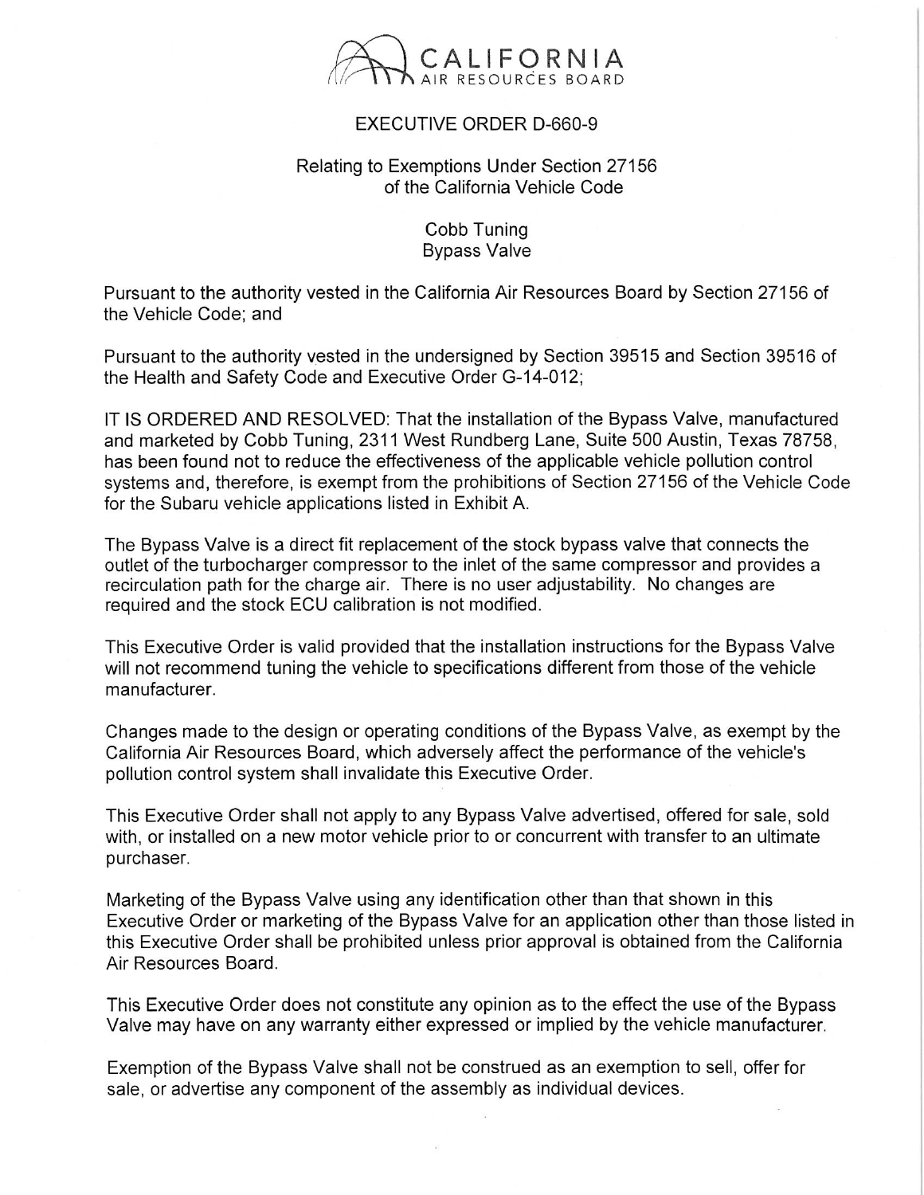CALIFORNIA
AIR RESOURCES BOARD

# EXECUTIVE ORDER D-660-9

Relating to Exemptions Under Section 27156 of the California Vehicle Code

Cobb Tuning
Bypass Valve

Pursuant to the authority vested in the California Air Resources Board by Section 27156 of the Vehicle Code; and

Pursuant to the authority vested in the undersigned by Section 39515 and Section 39516 of the Health and Safety Code and Executive Order G-14-012;

IT IS ORDERED AND RESOLVED: That the installation of the Bypass Valve, manufactured and marketed by Cobb Tuning, 2311 West Rundberg Lane, Suite 500 Austin, Texas 78758, has been found not to reduce the effectiveness of the applicable vehicle pollution control systems and, therefore, is exempt from the prohibitions of Section 27156 of the Vehicle Code for the Subaru vehicle applications listed in Exhibit A.

The Bypass Valve is a direct fit replacement of the stock bypass valve that connects the outlet of the turbocharger compressor to the inlet of the same compressor and provides a recirculation path for the charge air. There is no user adjustability. No changes are required and the stock ECU calibration is not modified.

This Executive Order is valid provided that the installation instructions for the Bypass Valve will not recommend tuning the vehicle to specifications different from those of the vehicle manufacturer.

Changes made to the design or operating conditions of the Bypass Valve, as exempt by the California Air Resources Board, which adversely affect the performance of the vehicle's pollution control system shall invalidate this Executive Order.

This Executive Order shall not apply to any Bypass Valve advertised, offered for sale, sold with, or installed on a new motor vehicle prior to or concurrent with transfer to an ultimate purchaser.

Marketing of the Bypass Valve using any identification other than that shown in this Executive Order or marketing of the Bypass Valve for an application other than those listed in this Executive Order shall be prohibited unless prior approval is obtained from the California Air Resources Board.

This Executive Order does not constitute any opinion as to the effect the use of the Bypass Valve may have on any warranty either expressed or implied by the vehicle manufacturer.

Exemption of the Bypass Valve shall not be construed as an exemption to sell, offer for sale, or advertise any component of the assembly as individual devices.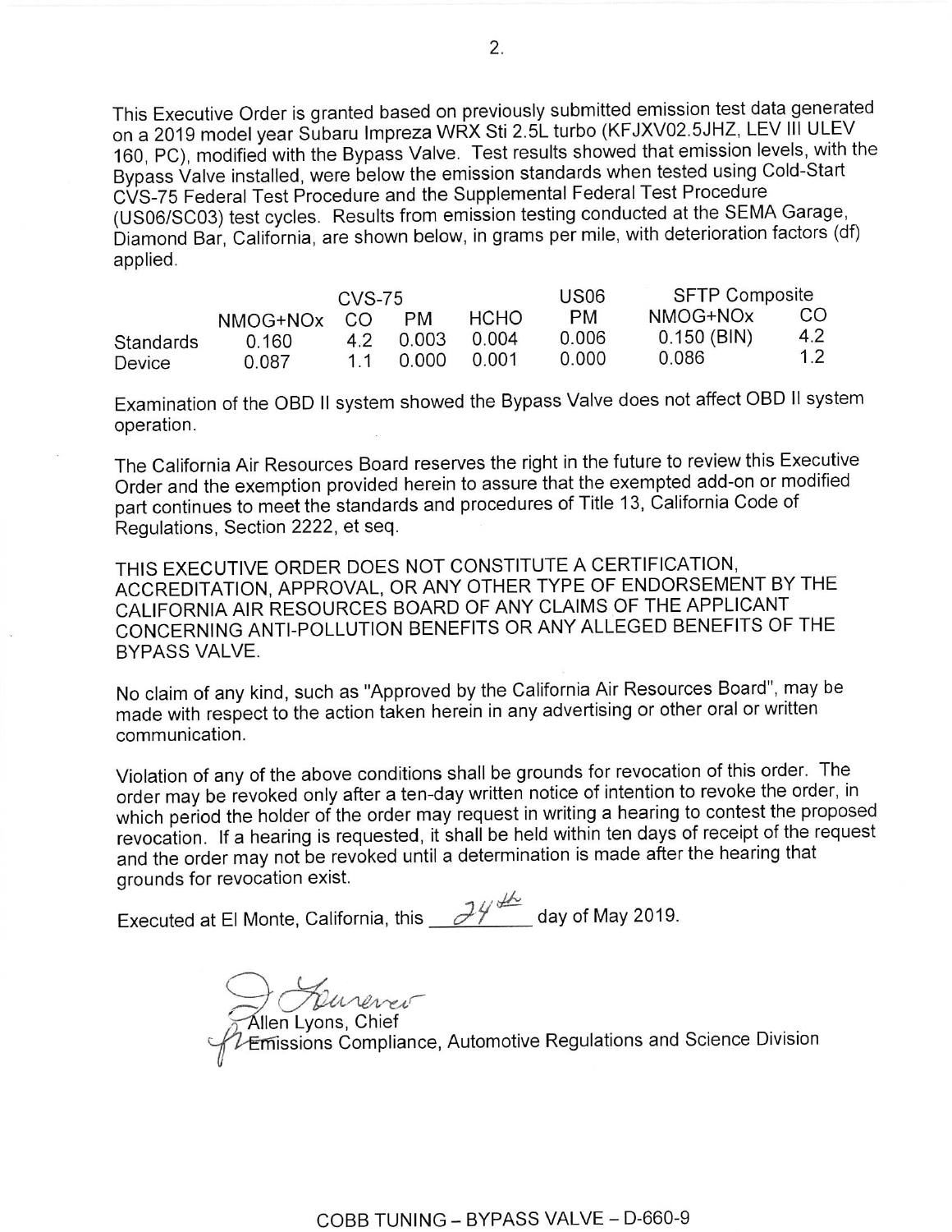This Executive Order is granted based on previously submitted emission test data generated on a 2019 model year Subaru Impreza WRX Sti 2.5L turbo (KFJXV02.5JHZ, LEV III ULEV 160, PC), modified with the Bypass Valve. Test results showed that emission levels, with the Bypass Valve installed, were below the emission standards when tested using Cold-Start CVS-75 Federal Test Procedure and the Supplemental Federal Test Procedure (US06/SC03) test cycles. Results from emission testing conducted at the SEMA Garage, Diamond Bar, California, are shown below, in grams per mile, with deterioration factors (df) applied.

| | CVS-75 | | | | US06 | SFTP Composite | |
|---|---|---|---|---|---|---|---|
| | NMOG+NOx | CO | PM | HCHO | PM | NMOG+NOx | CO |
| Standards | 0.160 | 4.2 | 0.003 | 0.004 | 0.006 | 0.150 (BIN) | 4.2 |
| Device | 0.087 | 1.1 | 0.000 | 0.001 | 0.000 | 0.086 | 1.2 |

Examination of the OBD II system showed the Bypass Valve does not affect OBD II system operation.

The California Air Resources Board reserves the right in the future to review this Executive Order and the exemption provided herein to assure that the exempted add-on or modified part continues to meet the standards and procedures of Title 13, California Code of Regulations, Section 2222, et seq.

THIS EXECUTIVE ORDER DOES NOT CONSTITUTE A CERTIFICATION, ACCREDITATION, APPROVAL, OR ANY OTHER TYPE OF ENDORSEMENT BY THE CALIFORNIA AIR RESOURCES BOARD OF ANY CLAIMS OF THE APPLICANT CONCERNING ANTI-POLLUTION BENEFITS OR ANY ALLEGED BENEFITS OF THE BYPASS VALVE.

No claim of any kind, such as "Approved by the California Air Resources Board", may be made with respect to the action taken herein in any advertising or other oral or written communication.

Violation of any of the above conditions shall be grounds for revocation of this order. The order may be revoked only after a ten-day written notice of intention to revoke the order, in which period the holder of the order may request in writing a hearing to contest the proposed revocation. If a hearing is requested, it shall be held within ten days of receipt of the request and the order may not be revoked until a determination is made after the hearing that grounds for revocation exist.

Executed at El Monte, California, this 24th day of May 2019.

Allen Lyons, Chief
Emissions Compliance, Automotive Regulations and Science Division

COBB TUNING – BYPASS VALVE – D-660-9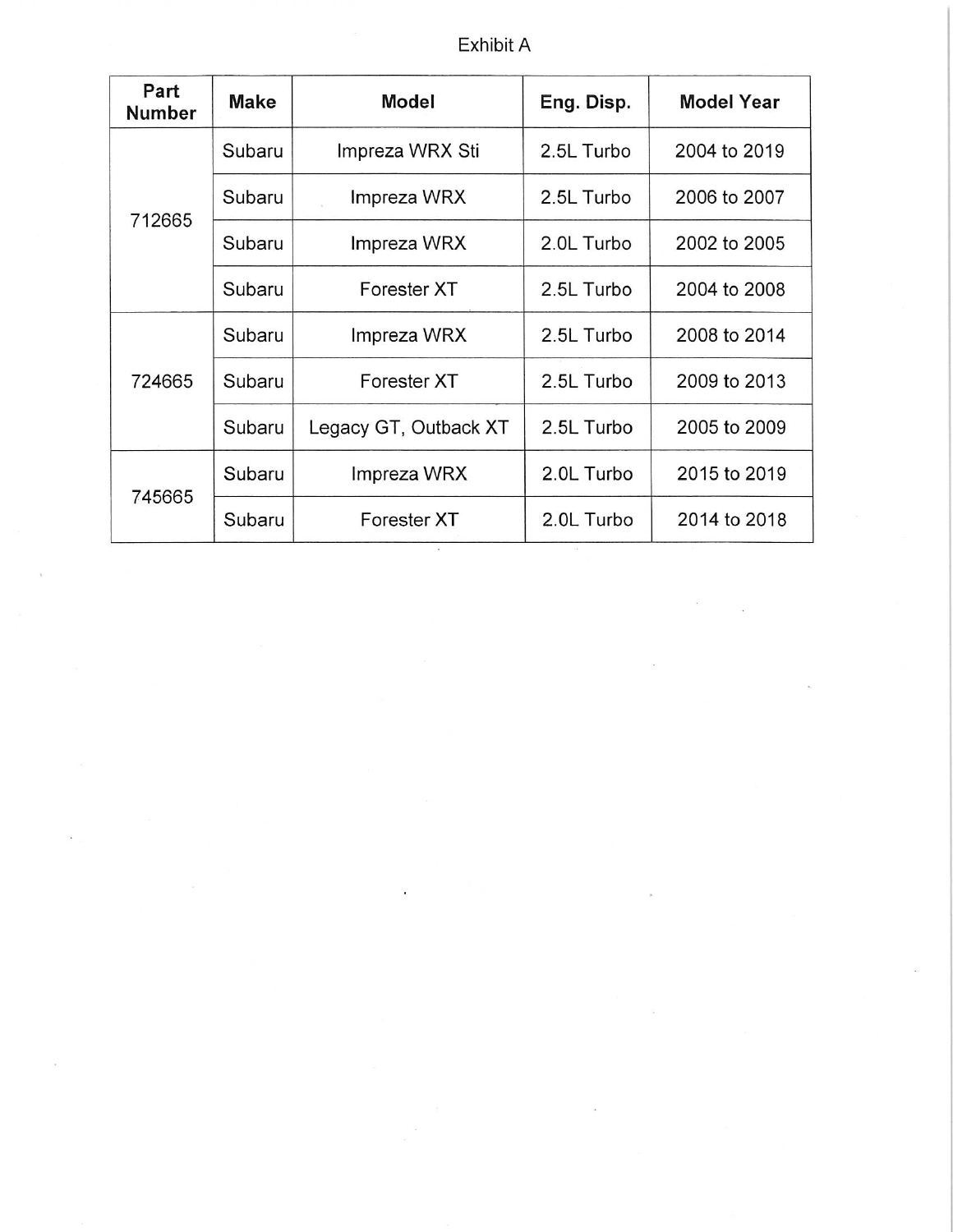Exhibit A

| Part Number | Make | Model | Eng. Disp. | Model Year |
|---|---|---|---|---|
| 712665 | Subaru | Impreza WRX Sti | 2.5L Turbo | 2004 to 2019 |
| | Subaru | Impreza WRX | 2.5L Turbo | 2006 to 2007 |
| | Subaru | Impreza WRX | 2.0L Turbo | 2002 to 2005 |
| | Subaru | Forester XT | 2.5L Turbo | 2004 to 2008 |
| 724665 | Subaru | Impreza WRX | 2.5L Turbo | 2008 to 2014 |
| | Subaru | Forester XT | 2.5L Turbo | 2009 to 2013 |
| | Subaru | Legacy GT, Outback XT | 2.5L Turbo | 2005 to 2009 |
| 745665 | Subaru | Impreza WRX | 2.0L Turbo | 2015 to 2019 |
| | Subaru | Forester XT | 2.0L Turbo | 2014 to 2018 |